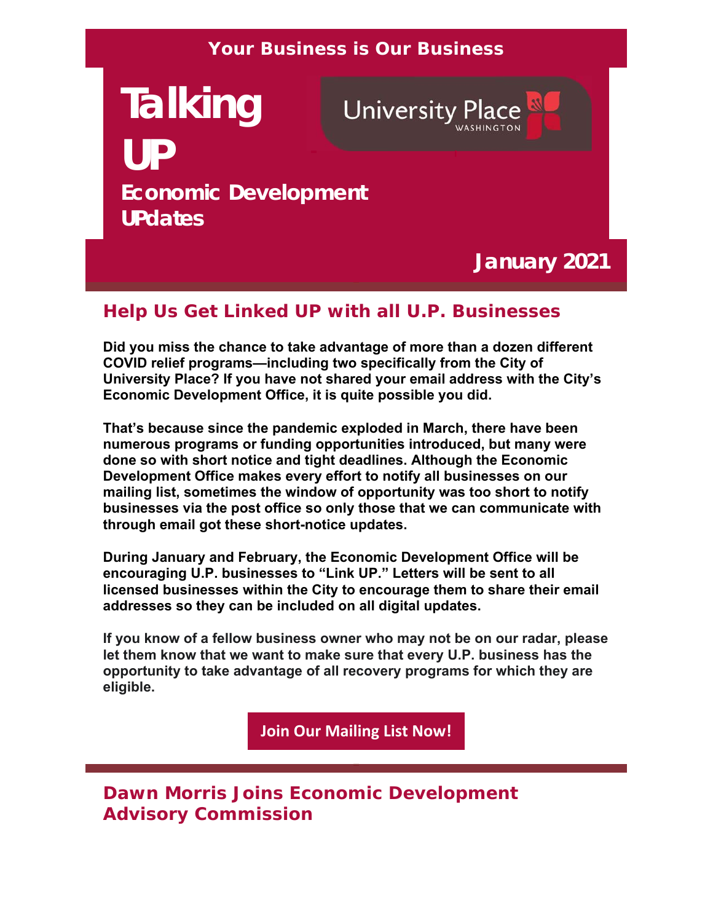Your Business is Our Business

# Talking UP

## Economic Development UPdates

University Place WASHINGTON

**January 2021**

## Help Us Get Linked UP with all U.P. Businesses

**Did you miss the chance to take advantage of more than a dozen different COVID relief programs—including two specifically from the City of University Place? If you have not shared your email address with the City's Economic Development Office, it is quite possible you did.**

**That's because since the pandemic exploded in March, there have been numerous programs or funding opportunities introduced, but many were done so with short notice and tight deadlines. Although the Economic Development Office makes every effort to notify all businesses on our mailing list, sometimes the window of opportunity was too short to notify businesses via the post office so only those that we can communicate with through email got these short-notice updates.**

**During January and February, the Economic Development Office will be encouraging U.P. businesses to "Link UP." Letters will be sent to all licensed businesses within the City to encourage them to share their email addresses so they can be included on all digital updates.**

**If you know of a fellow business owner who may not be on our radar, please let them know that we want to make sure that every U.P. business has the opportunity to take advantage of all recovery programs for which they are eligible.**

**Join Our Mailing List Now!**

## Dawn Morris Joins Economic Development Advisory Commission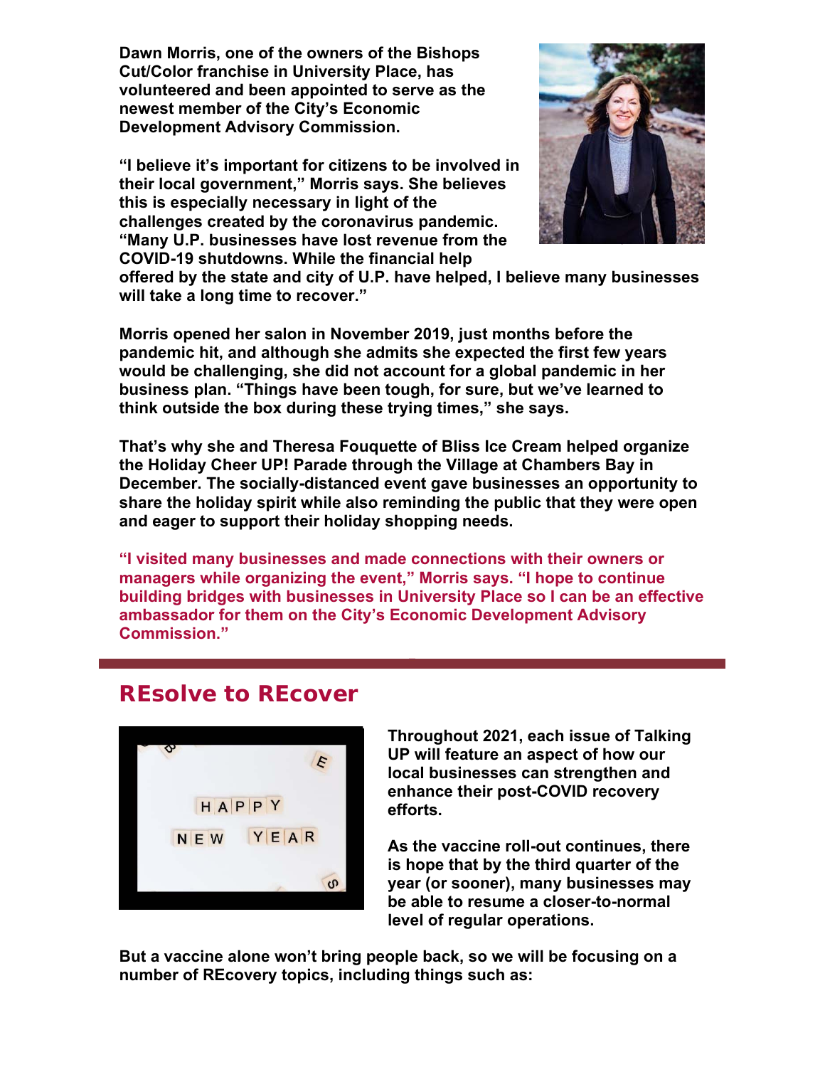**Dawn Morris, one of the owners of the Bishops Cut/Color franchise in University Place, has volunteered and been appointed to serve as the newest member of the City's Economic Development Advisory Commission.**

**"I believe it's important for citizens to be involved in their local government," Morris says. She believes this is especially necessary in light of the challenges created by the coronavirus pandemic. "Many U.P. businesses have lost revenue from the COVID-19 shutdowns. While the financial help offered by the state and city of U.P. have helped, I believe many businesses will take a long time to recover."**

**Morris opened her salon in November 2019, just months before the pandemic hit, and although she admits she expected the first few years would be challenging, she did not account for a global pandemic in her business plan. "Things have been tough, for sure, but we've learned to think outside the box during these trying times," she says.**

**That's why she and Theresa Fouquette of Bliss Ice Cream helped organize the Holiday Cheer UP! Parade through the Village at Chambers Bay in December. The socially-distanced event gave businesses an opportunity to share the holiday spirit while also reminding the public that they were open and eager to support their holiday shopping needs.**

**"I visited many businesses and made connections with their owners or managers while organizing the event," Morris says. "I hope to continue building bridges with businesses in University Place so I can be an effective ambassador for them on the City's Economic Development Advisory Commission."**

## REsolve to REcover

**Throughout 2021, each issue of Talking UP will feature an aspect of how our local businesses can strengthen and enhance their post-COVID recovery efforts.**

**As the vaccine roll-out continues, there is hope that by the third quarter of the year (or sooner), many businesses may be able to resume a closer-to-normal level of regular operations.**

**But a vaccine alone won't bring people back, so we will be focusing on a number of REcovery topics, including things such as:**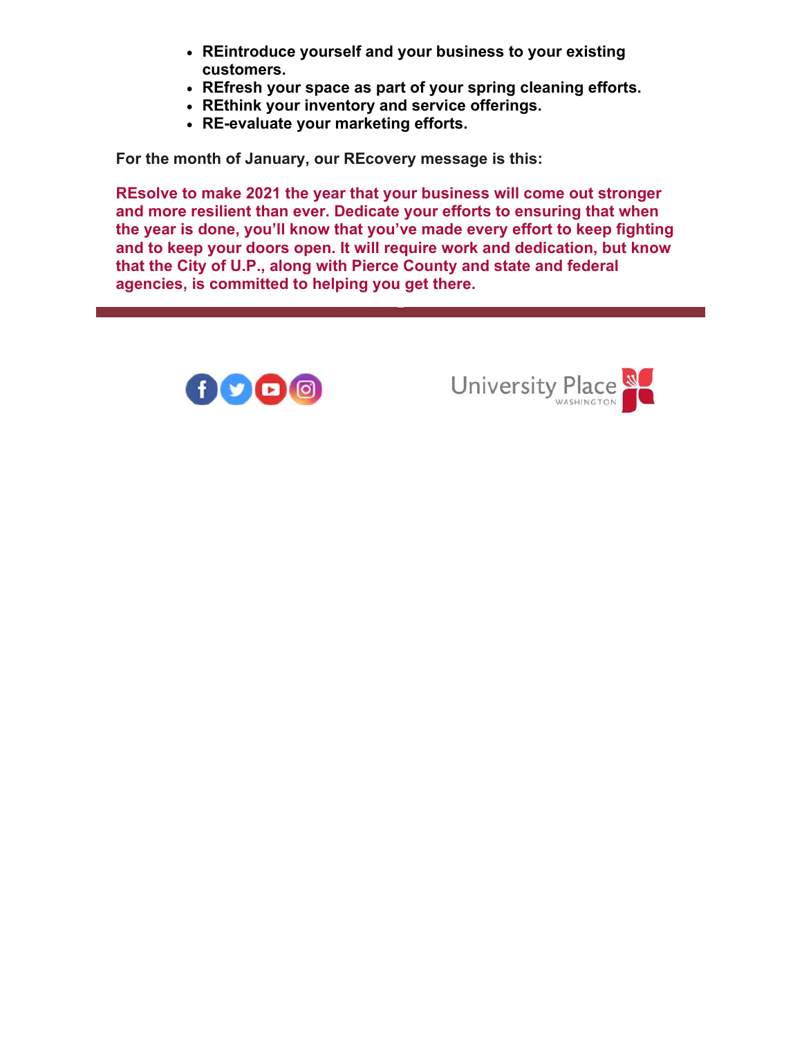- **REintroduce yourself and your business to your existing customers.**
- **REfresh your space as part of your spring cleaning efforts.**
- **REthink your inventory and service offerings.**
- **RE-evaluate your marketing efforts.**

**For the month of January, our REcovery message is this:**

**REsolve to make 2021 the year that your business will come out stronger and more resilient than ever. Dedicate your efforts to ensuring that when the year is done, you'll know that you've made every effort to keep fighting and to keep your doors open. It will require work and dedication, but know that the City of U.P., along with Pierce County and state and federal agencies, is committed to helping you get there.**

University Place
WASHINGTON